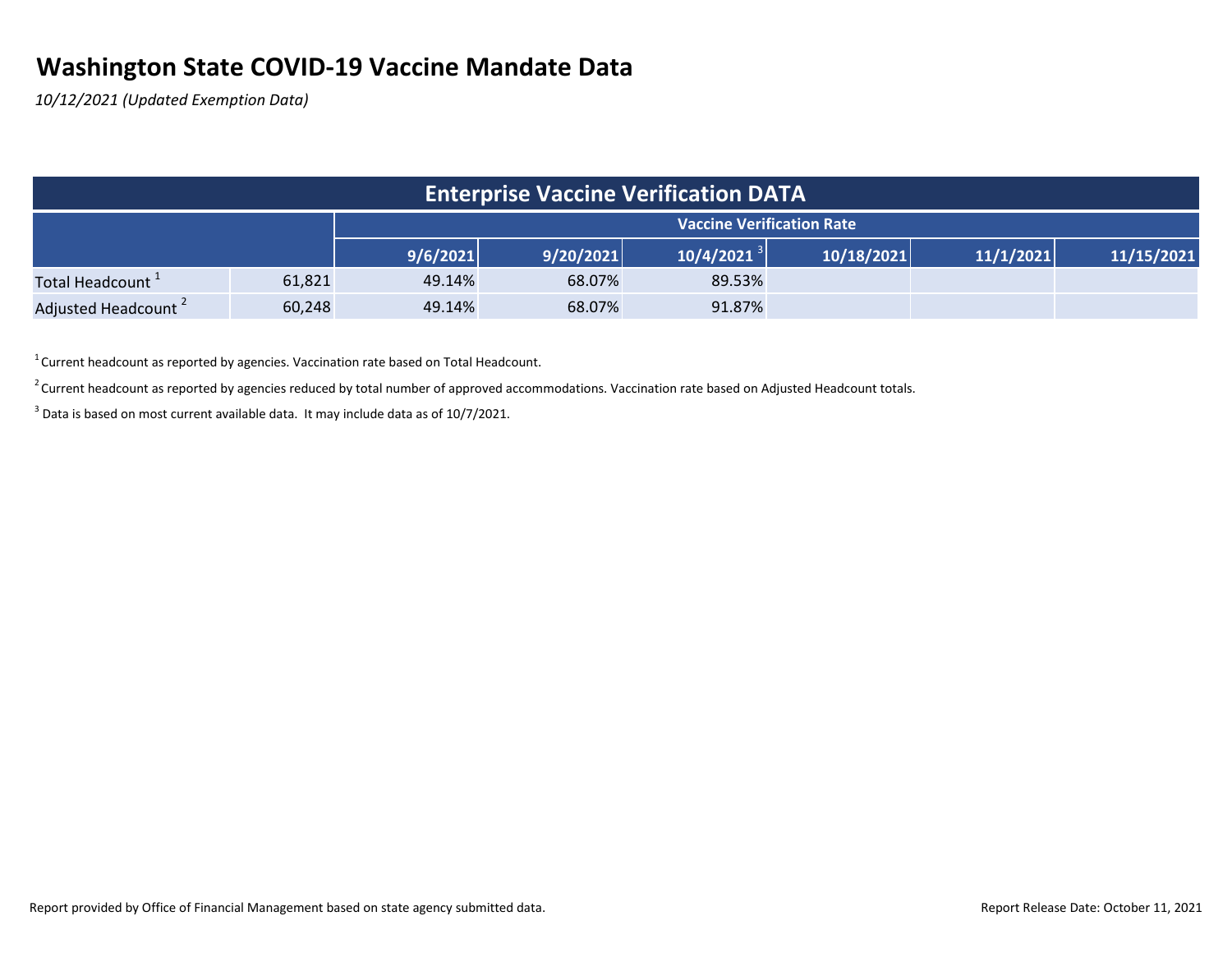# Washington State COVID-19 Vaccine Mandate Data

*10/12/2021 (Updated Exemption Data)*

| Enterprise Vaccine Verification DATA | | | | | | | |
|---|---|---|---|---|---|---|---|
| | | Vaccine Verification Rate | | | | | |
| | | 9/6/2021 | 9/20/2021 | 10/4/2021 [3] | 10/18/2021 | 11/1/2021 | 11/15/2021 |
| Total Headcount [1] | 61,821 | 49.14% | 68.07% | 89.53% | | | |
| Adjusted Headcount [2] | 60,248 | 49.14% | 68.07% | 91.87% | | | |

[1] Current headcount as reported by agencies. Vaccination rate based on Total Headcount.

[2] Current headcount as reported by agencies reduced by total number of approved accommodations. Vaccination rate based on Adjusted Headcount totals.

[3] Data is based on most current available data. It may include data as of 10/7/2021.

Report provided by Office of Financial Management based on state agency submitted data.

Report Release Date: October 11, 2021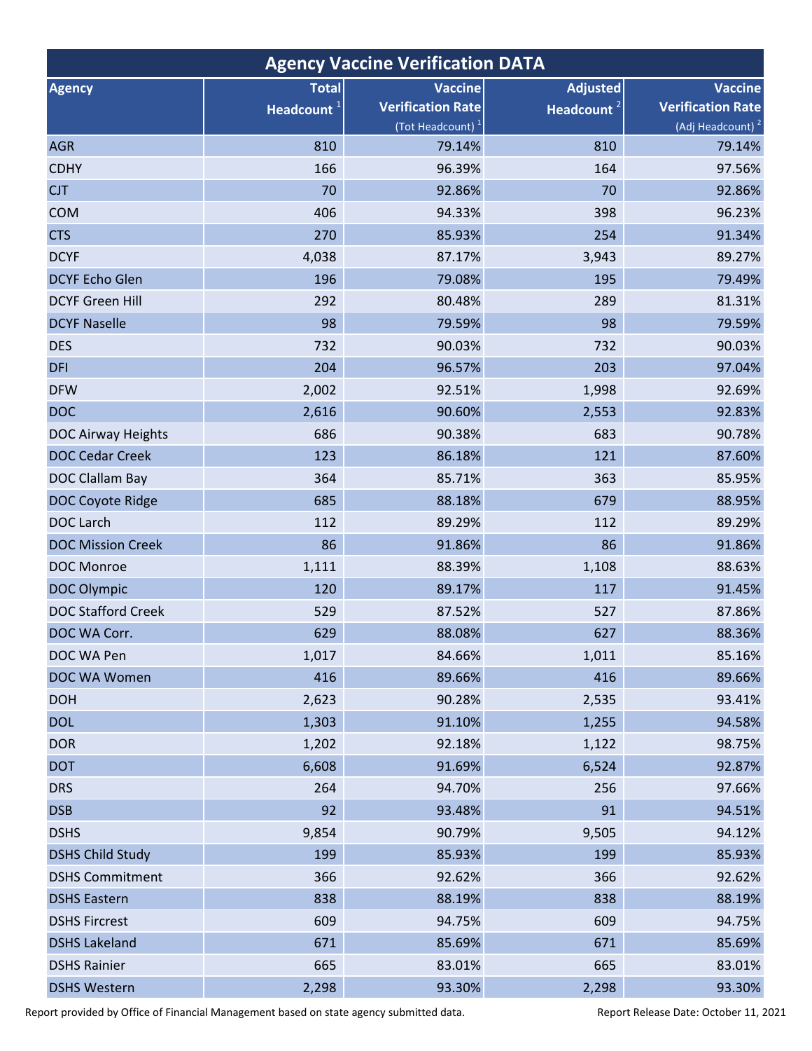| Agency Vaccine Verification DATA | | | | |
|---|---|---|---|---|
| Agency | Total Headcount [1] | Vaccine Verification Rate (Tot Headcount) [1] | Adjusted Headcount [2] | Vaccine Verification Rate (Adj Headcount) [2] |
| AGR | 810 | 79.14% | 810 | 79.14% |
| CDHY | 166 | 96.39% | 164 | 97.56% |
| CJT | 70 | 92.86% | 70 | 92.86% |
| COM | 406 | 94.33% | 398 | 96.23% |
| CTS | 270 | 85.93% | 254 | 91.34% |
| DCYF | 4,038 | 87.17% | 3,943 | 89.27% |
| DCYF Echo Glen | 196 | 79.08% | 195 | 79.49% |
| DCYF Green Hill | 292 | 80.48% | 289 | 81.31% |
| DCYF Naselle | 98 | 79.59% | 98 | 79.59% |
| DES | 732 | 90.03% | 732 | 90.03% |
| DFI | 204 | 96.57% | 203 | 97.04% |
| DFW | 2,002 | 92.51% | 1,998 | 92.69% |
| DOC | 2,616 | 90.60% | 2,553 | 92.83% |
| DOC Airway Heights | 686 | 90.38% | 683 | 90.78% |
| DOC Cedar Creek | 123 | 86.18% | 121 | 87.60% |
| DOC Clallam Bay | 364 | 85.71% | 363 | 85.95% |
| DOC Coyote Ridge | 685 | 88.18% | 679 | 88.95% |
| DOC Larch | 112 | 89.29% | 112 | 89.29% |
| DOC Mission Creek | 86 | 91.86% | 86 | 91.86% |
| DOC Monroe | 1,111 | 88.39% | 1,108 | 88.63% |
| DOC Olympic | 120 | 89.17% | 117 | 91.45% |
| DOC Stafford Creek | 529 | 87.52% | 527 | 87.86% |
| DOC WA Corr. | 629 | 88.08% | 627 | 88.36% |
| DOC WA Pen | 1,017 | 84.66% | 1,011 | 85.16% |
| DOC WA Women | 416 | 89.66% | 416 | 89.66% |
| DOH | 2,623 | 90.28% | 2,535 | 93.41% |
| DOL | 1,303 | 91.10% | 1,255 | 94.58% |
| DOR | 1,202 | 92.18% | 1,122 | 98.75% |
| DOT | 6,608 | 91.69% | 6,524 | 92.87% |
| DRS | 264 | 94.70% | 256 | 97.66% |
| DSB | 92 | 93.48% | 91 | 94.51% |
| DSHS | 9,854 | 90.79% | 9,505 | 94.12% |
| DSHS Child Study | 199 | 85.93% | 199 | 85.93% |
| DSHS Commitment | 366 | 92.62% | 366 | 92.62% |
| DSHS Eastern | 838 | 88.19% | 838 | 88.19% |
| DSHS Fircrest | 609 | 94.75% | 609 | 94.75% |
| DSHS Lakeland | 671 | 85.69% | 671 | 85.69% |
| DSHS Rainier | 665 | 83.01% | 665 | 83.01% |
| DSHS Western | 2,298 | 93.30% | 2,298 | 93.30% |

Report provided by Office of Financial Management based on state agency submitted data.

Report Release Date: October 11, 2021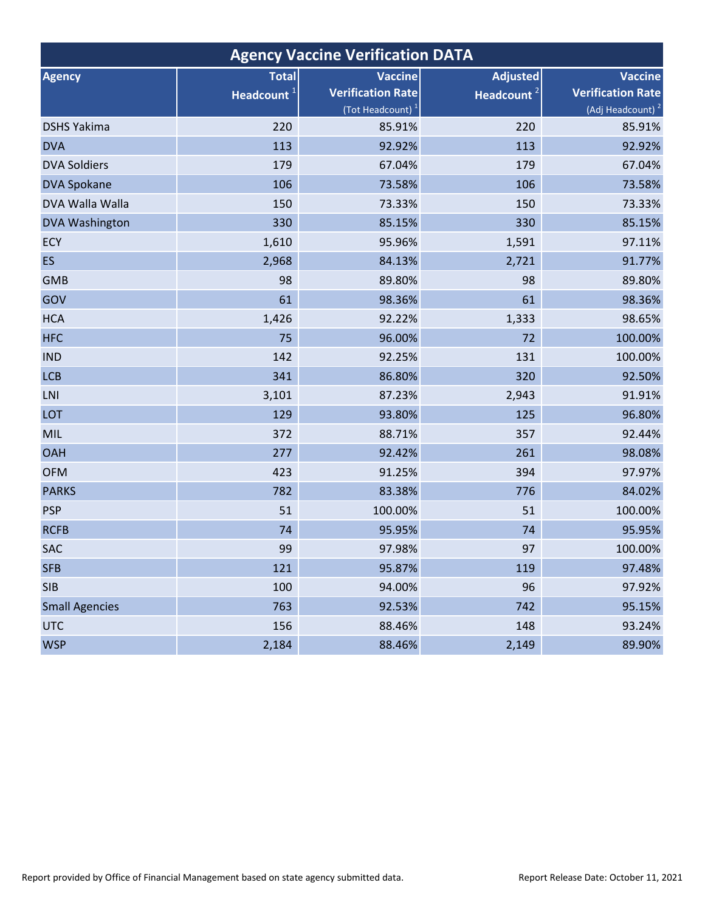## Agency Vaccine Verification DATA

| Agency | Total Headcount [1] | Vaccine Verification Rate (Tot Headcount) [1] | Adjusted Headcount [2] | Vaccine Verification Rate (Adj Headcount) [2] |
|---|---|---|---|---|
| DSHS Yakima | 220 | 85.91% | 220 | 85.91% |
| DVA | 113 | 92.92% | 113 | 92.92% |
| DVA Soldiers | 179 | 67.04% | 179 | 67.04% |
| DVA Spokane | 106 | 73.58% | 106 | 73.58% |
| DVA Walla Walla | 150 | 73.33% | 150 | 73.33% |
| DVA Washington | 330 | 85.15% | 330 | 85.15% |
| ECY | 1,610 | 95.96% | 1,591 | 97.11% |
| ES | 2,968 | 84.13% | 2,721 | 91.77% |
| GMB | 98 | 89.80% | 98 | 89.80% |
| GOV | 61 | 98.36% | 61 | 98.36% |
| HCA | 1,426 | 92.22% | 1,333 | 98.65% |
| HFC | 75 | 96.00% | 72 | 100.00% |
| IND | 142 | 92.25% | 131 | 100.00% |
| LCB | 341 | 86.80% | 320 | 92.50% |
| LNI | 3,101 | 87.23% | 2,943 | 91.91% |
| LOT | 129 | 93.80% | 125 | 96.80% |
| MIL | 372 | 88.71% | 357 | 92.44% |
| OAH | 277 | 92.42% | 261 | 98.08% |
| OFM | 423 | 91.25% | 394 | 97.97% |
| PARKS | 782 | 83.38% | 776 | 84.02% |
| PSP | 51 | 100.00% | 51 | 100.00% |
| RCFB | 74 | 95.95% | 74 | 95.95% |
| SAC | 99 | 97.98% | 97 | 100.00% |
| SFB | 121 | 95.87% | 119 | 97.48% |
| SIB | 100 | 94.00% | 96 | 97.92% |
| Small Agencies | 763 | 92.53% | 742 | 95.15% |
| UTC | 156 | 88.46% | 148 | 93.24% |
| WSP | 2,184 | 88.46% | 2,149 | 89.90% |

Report provided by Office of Financial Management based on state agency submitted data.

Report Release Date: October 11, 2021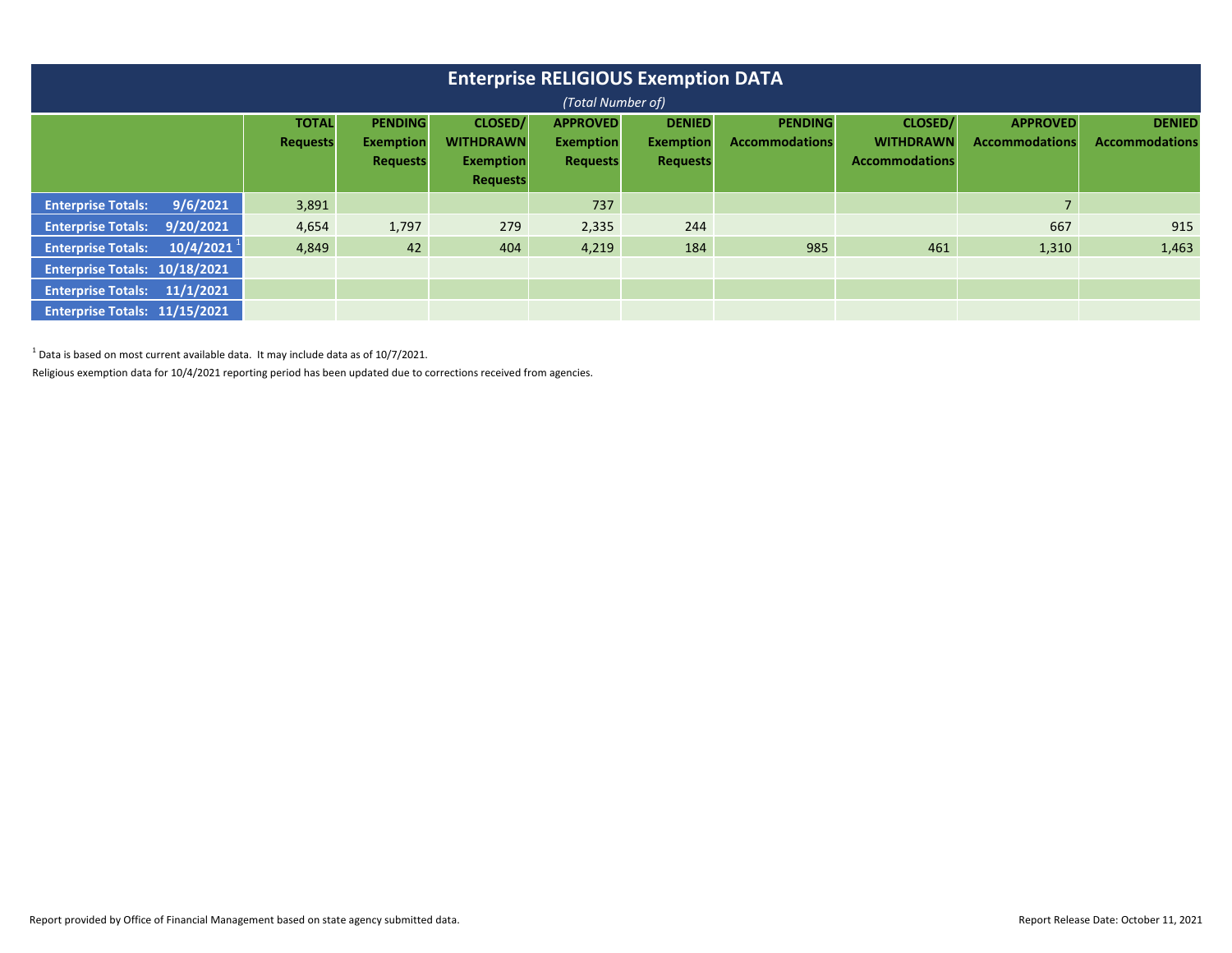# Enterprise RELIGIOUS Exemption DATA

*(Total Number of)*

| | TOTAL Requests | PENDING Exemption Requests | CLOSED/ WITHDRAWN Exemption Requests | APPROVED Exemption Requests | DENIED Exemption Requests | PENDING Accommodations | CLOSED/ WITHDRAWN Accommodations | APPROVED Accommodations | DENIED Accommodations |
|---|---|---|---|---|---|---|---|---|---|
| Enterprise Totals: 9/6/2021 | 3,891 | | | 737 | | | | 7 | |
| Enterprise Totals: 9/20/2021 | 4,654 | 1,797 | 279 | 2,335 | 244 | | | 667 | 915 |
| Enterprise Totals: 10/4/2021 [1] | 4,849 | 42 | 404 | 4,219 | 184 | 985 | 461 | 1,310 | 1,463 |
| Enterprise Totals: 10/18/2021 | | | | | | | | | |
| Enterprise Totals: 11/1/2021 | | | | | | | | | |
| Enterprise Totals: 11/15/2021 | | | | | | | | | |

[1] Data is based on most current available data. It may include data as of 10/7/2021.

Religious exemption data for 10/4/2021 reporting period has been updated due to corrections received from agencies.

Report provided by Office of Financial Management based on state agency submitted data.

Report Release Date: October 11, 2021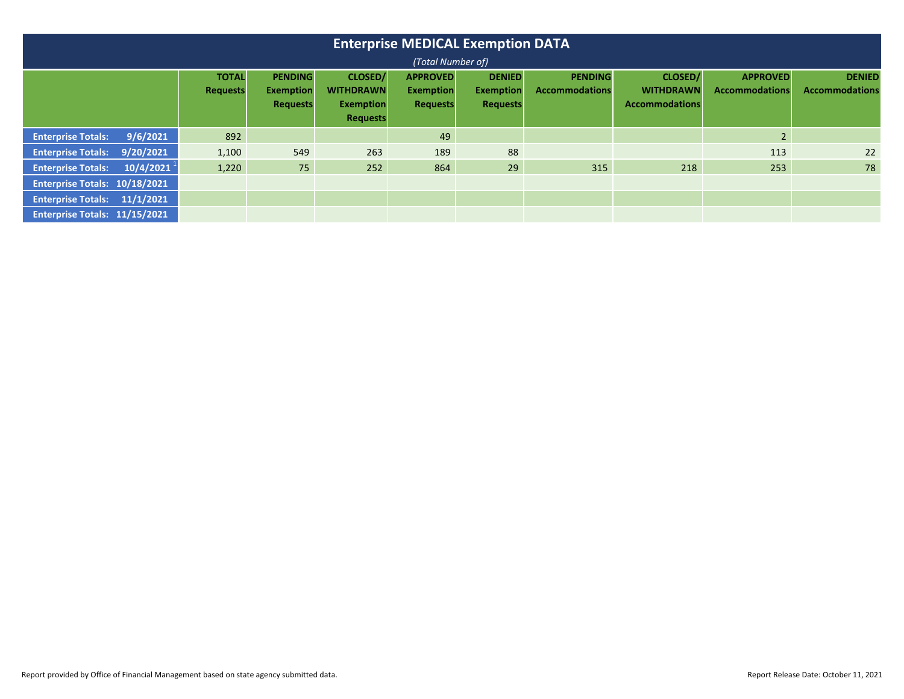# Enterprise MEDICAL Exemption DATA

*(Total Number of)*

| | TOTAL Requests | PENDING Exemption Requests | CLOSED/ WITHDRAWN Exemption Requests | APPROVED Exemption Requests | DENIED Exemption Requests | PENDING Accommodations | CLOSED/ WITHDRAWN Accommodations | APPROVED Accommodations | DENIED Accommodations |
|---|---|---|---|---|---|---|---|---|---|
| Enterprise Totals: 9/6/2021 | 892 | | | 49 | | | | 2 | |
| Enterprise Totals: 9/20/2021 | 1,100 | 549 | 263 | 189 | 88 | | | 113 | 22 |
| Enterprise Totals: 10/4/2021 [1] | 1,220 | 75 | 252 | 864 | 29 | 315 | 218 | 253 | 78 |
| Enterprise Totals: 10/18/2021 | | | | | | | | | |
| Enterprise Totals: 11/1/2021 | | | | | | | | | |
| Enterprise Totals: 11/15/2021 | | | | | | | | | |

Report provided by Office of Financial Management based on state agency submitted data.

Report Release Date: October 11, 2021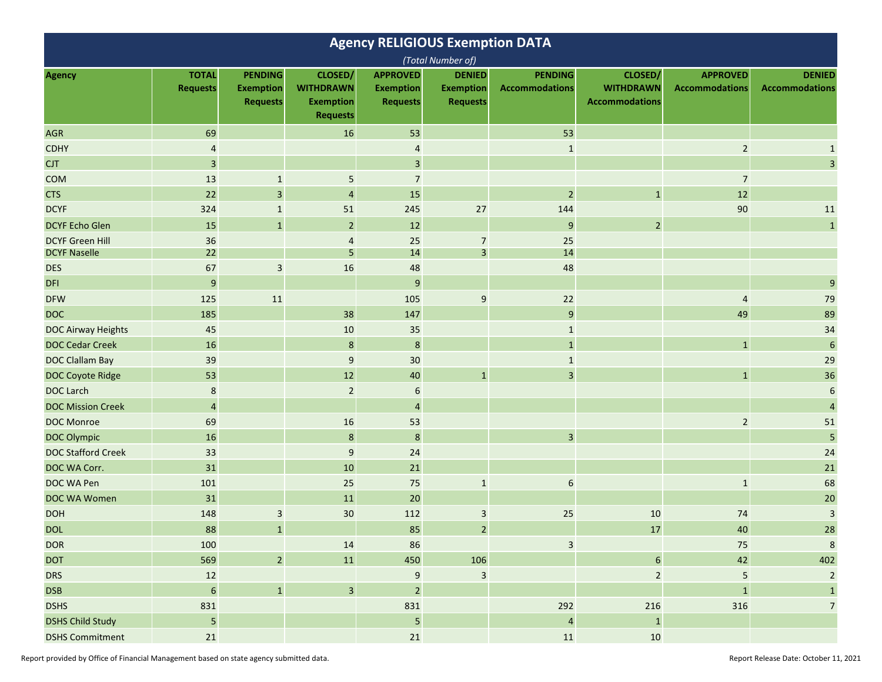# Agency RELIGIOUS Exemption DATA

*(Total Number of)*

| Agency | TOTAL Requests | PENDING Exemption Requests | CLOSED/ WITHDRAWN Exemption Requests | APPROVED Exemption Requests | DENIED Exemption Requests | PENDING Accommodations | CLOSED/ WITHDRAWN Accommodations | APPROVED Accommodations | DENIED Accommodations |
|---|---|---|---|---|---|---|---|---|---|
| AGR | 69 | | 16 | 53 | | 53 | | | |
| CDHY | 4 | | | 4 | | 1 | | 2 | 1 |
| CJT | 3 | | | 3 | | | | | 3 |
| COM | 13 | 1 | 5 | 7 | | | | 7 | |
| CTS | 22 | 3 | 4 | 15 | | 2 | 1 | 12 | |
| DCYF | 324 | 1 | 51 | 245 | 27 | 144 | | 90 | 11 |
| DCYF Echo Glen | 15 | 1 | 2 | 12 | | 9 | 2 | | 1 |
| DCYF Green Hill | 36 | | 4 | 25 | 7 | 25 | | | |
| DCYF Naselle | 22 | | 5 | 14 | 3 | 14 | | | |
| DES | 67 | 3 | 16 | 48 | | 48 | | | |
| DFI | 9 | | | 9 | | | | | 9 |
| DFW | 125 | 11 | | 105 | 9 | 22 | | 4 | 79 |
| DOC | 185 | | 38 | 147 | | 9 | | 49 | 89 |
| DOC Airway Heights | 45 | | 10 | 35 | | 1 | | | 34 |
| DOC Cedar Creek | 16 | | 8 | 8 | | 1 | | 1 | 6 |
| DOC Clallam Bay | 39 | | 9 | 30 | | 1 | | | 29 |
| DOC Coyote Ridge | 53 | | 12 | 40 | 1 | 3 | | 1 | 36 |
| DOC Larch | 8 | | 2 | 6 | | | | | 6 |
| DOC Mission Creek | 4 | | | 4 | | | | | 4 |
| DOC Monroe | 69 | | 16 | 53 | | | | 2 | 51 |
| DOC Olympic | 16 | | 8 | 8 | | 3 | | | 5 |
| DOC Stafford Creek | 33 | | 9 | 24 | | | | | 24 |
| DOC WA Corr. | 31 | | 10 | 21 | | | | | 21 |
| DOC WA Pen | 101 | | 25 | 75 | 1 | 6 | | 1 | 68 |
| DOC WA Women | 31 | | 11 | 20 | | | | | 20 |
| DOH | 148 | 3 | 30 | 112 | 3 | 25 | 10 | 74 | 3 |
| DOL | 88 | 1 | | 85 | 2 | | 17 | 40 | 28 |
| DOR | 100 | | 14 | 86 | | 3 | | 75 | 8 |
| DOT | 569 | 2 | 11 | 450 | 106 | | 6 | 42 | 402 |
| DRS | 12 | | | 9 | 3 | | 2 | 5 | 2 |
| DSB | 6 | 1 | 3 | 2 | | | | 1 | 1 |
| DSHS | 831 | | | 831 | | 292 | 216 | 316 | 7 |
| DSHS Child Study | 5 | | | 5 | | 4 | 1 | | |
| DSHS Commitment | 21 | | | 21 | | 11 | 10 | | |

Report provided by Office of Financial Management based on state agency submitted data.

Report Release Date: October 11, 2021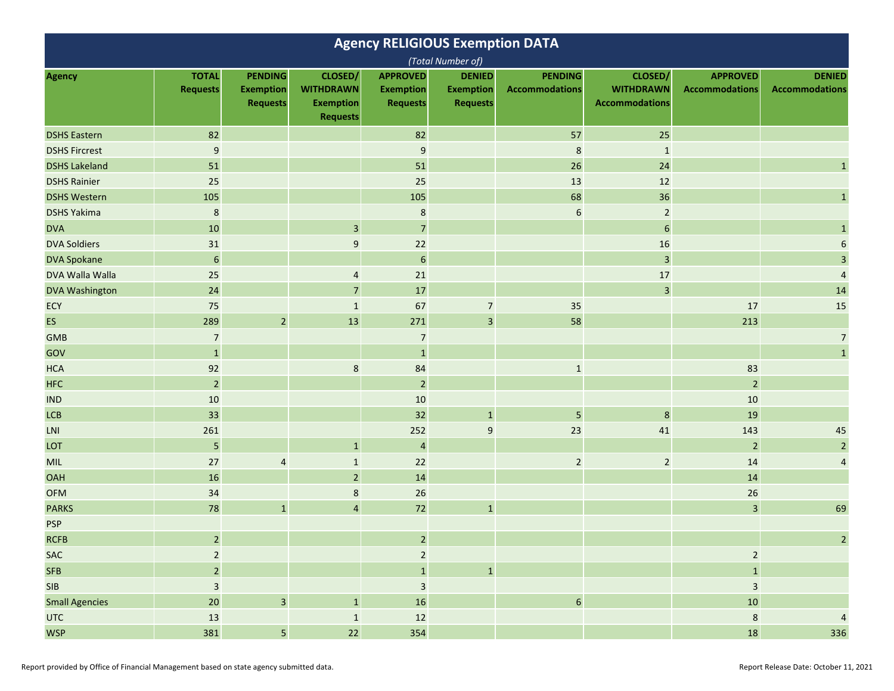# Agency RELIGIOUS Exemption DATA

*(Total Number of)*

| Agency | TOTAL Requests | PENDING Exemption Requests | CLOSED/ WITHDRAWN Exemption Requests | APPROVED Exemption Requests | DENIED Exemption Requests | PENDING Accommodations | CLOSED/ WITHDRAWN Accommodations | APPROVED Accommodations | DENIED Accommodations |
|---|---|---|---|---|---|---|---|---|---|
| DSHS Eastern | 82 | | | 82 | | 57 | 25 | | |
| DSHS Fircrest | 9 | | | 9 | | 8 | 1 | | |
| DSHS Lakeland | 51 | | | 51 | | 26 | 24 | | 1 |
| DSHS Rainier | 25 | | | 25 | | 13 | 12 | | |
| DSHS Western | 105 | | | 105 | | 68 | 36 | | 1 |
| DSHS Yakima | 8 | | | 8 | | 6 | 2 | | |
| DVA | 10 | | 3 | 7 | | | 6 | | 1 |
| DVA Soldiers | 31 | | 9 | 22 | | | 16 | | 6 |
| DVA Spokane | 6 | | | 6 | | | 3 | | 3 |
| DVA Walla Walla | 25 | | 4 | 21 | | | 17 | | 4 |
| DVA Washington | 24 | | 7 | 17 | | | 3 | | 14 |
| ECY | 75 | | 1 | 67 | 7 | 35 | | 17 | 15 |
| ES | 289 | 2 | 13 | 271 | 3 | 58 | | 213 | |
| GMB | 7 | | | 7 | | | | | 7 |
| GOV | 1 | | | 1 | | | | | 1 |
| HCA | 92 | | 8 | 84 | | 1 | | 83 | |
| HFC | 2 | | | 2 | | | | 2 | |
| IND | 10 | | | 10 | | | | 10 | |
| LCB | 33 | | | 32 | 1 | 5 | 8 | 19 | |
| LNI | 261 | | | 252 | 9 | 23 | 41 | 143 | 45 |
| LOT | 5 | | 1 | 4 | | | | 2 | 2 |
| MIL | 27 | 4 | 1 | 22 | | 2 | 2 | 14 | 4 |
| OAH | 16 | | 2 | 14 | | | | 14 | |
| OFM | 34 | | 8 | 26 | | | | 26 | |
| PARKS | 78 | 1 | 4 | 72 | 1 | | | 3 | 69 |
| PSP | | | | | | | | | |
| RCFB | 2 | | | 2 | | | | | 2 |
| SAC | 2 | | | 2 | | | | 2 | |
| SFB | 2 | | | 1 | 1 | | | 1 | |
| SIB | 3 | | | 3 | | | | 3 | |
| Small Agencies | 20 | 3 | 1 | 16 | | 6 | | 10 | |
| UTC | 13 | | 1 | 12 | | | | 8 | 4 |
| WSP | 381 | 5 | 22 | 354 | | | | 18 | 336 |

Report provided by Office of Financial Management based on state agency submitted data.

Report Release Date: October 11, 2021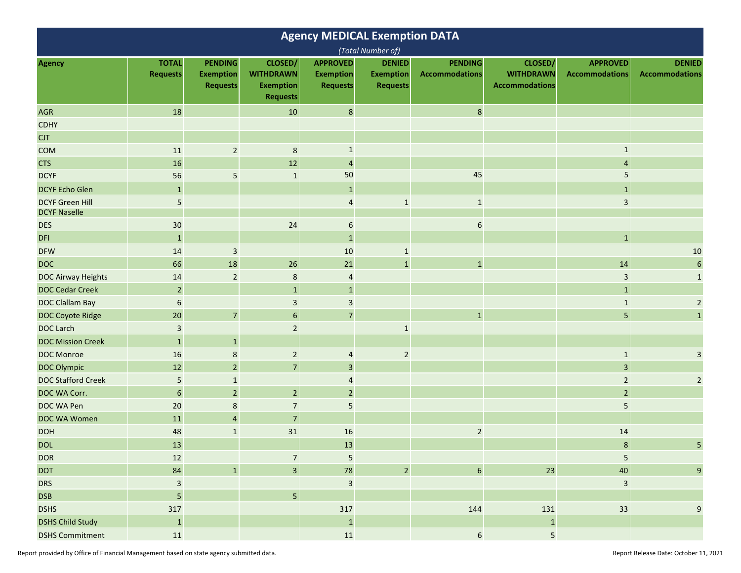# Agency MEDICAL Exemption DATA

*(Total Number of)*

| Agency | TOTAL Requests | PENDING Exemption Requests | CLOSED/ WITHDRAWN Exemption Requests | APPROVED Exemption Requests | DENIED Exemption Requests | PENDING Accommodations | CLOSED/ WITHDRAWN Accommodations | APPROVED Accommodations | DENIED Accommodations |
|---|---|---|---|---|---|---|---|---|---|
| AGR | 18 | | 10 | 8 | | 8 | | | |
| CDHY | | | | | | | | | |
| CJT | | | | | | | | | |
| COM | 11 | 2 | 8 | 1 | | | | 1 | |
| CTS | 16 | | 12 | 4 | | | | 4 | |
| DCYF | 56 | 5 | 1 | 50 | | 45 | | 5 | |
| DCYF Echo Glen | 1 | | | 1 | | | | 1 | |
| DCYF Green Hill | 5 | | | 4 | 1 | 1 | | 3 | |
| DCYF Naselle | | | | | | | | | |
| DES | 30 | | 24 | 6 | | 6 | | | |
| DFI | 1 | | | 1 | | | | 1 | |
| DFW | 14 | 3 | | 10 | 1 | | | | 10 |
| DOC | 66 | 18 | 26 | 21 | 1 | 1 | | 14 | 6 |
| DOC Airway Heights | 14 | 2 | 8 | 4 | | | | 3 | 1 |
| DOC Cedar Creek | 2 | | 1 | 1 | | | | 1 | |
| DOC Clallam Bay | 6 | | 3 | 3 | | | | 1 | 2 |
| DOC Coyote Ridge | 20 | 7 | 6 | 7 | | 1 | | 5 | 1 |
| DOC Larch | 3 | | 2 | | 1 | | | | |
| DOC Mission Creek | 1 | 1 | | | | | | | |
| DOC Monroe | 16 | 8 | 2 | 4 | 2 | | | 1 | 3 |
| DOC Olympic | 12 | 2 | 7 | 3 | | | | 3 | |
| DOC Stafford Creek | 5 | 1 | | 4 | | | | 2 | 2 |
| DOC WA Corr. | 6 | 2 | 2 | 2 | | | | 2 | |
| DOC WA Pen | 20 | 8 | 7 | 5 | | | | 5 | |
| DOC WA Women | 11 | 4 | 7 | | | | | | |
| DOH | 48 | 1 | 31 | 16 | | 2 | | 14 | |
| DOL | 13 | | | 13 | | | | 8 | 5 |
| DOR | 12 | | 7 | 5 | | | | 5 | |
| DOT | 84 | 1 | 3 | 78 | 2 | 6 | 23 | 40 | 9 |
| DRS | 3 | | | 3 | | | | 3 | |
| DSB | 5 | | 5 | | | | | | |
| DSHS | 317 | | | 317 | | 144 | 131 | 33 | 9 |
| DSHS Child Study | 1 | | | 1 | | | 1 | | |
| DSHS Commitment | 11 | | | 11 | | 6 | 5 | | |

Report provided by Office of Financial Management based on state agency submitted data.

Report Release Date: October 11, 2021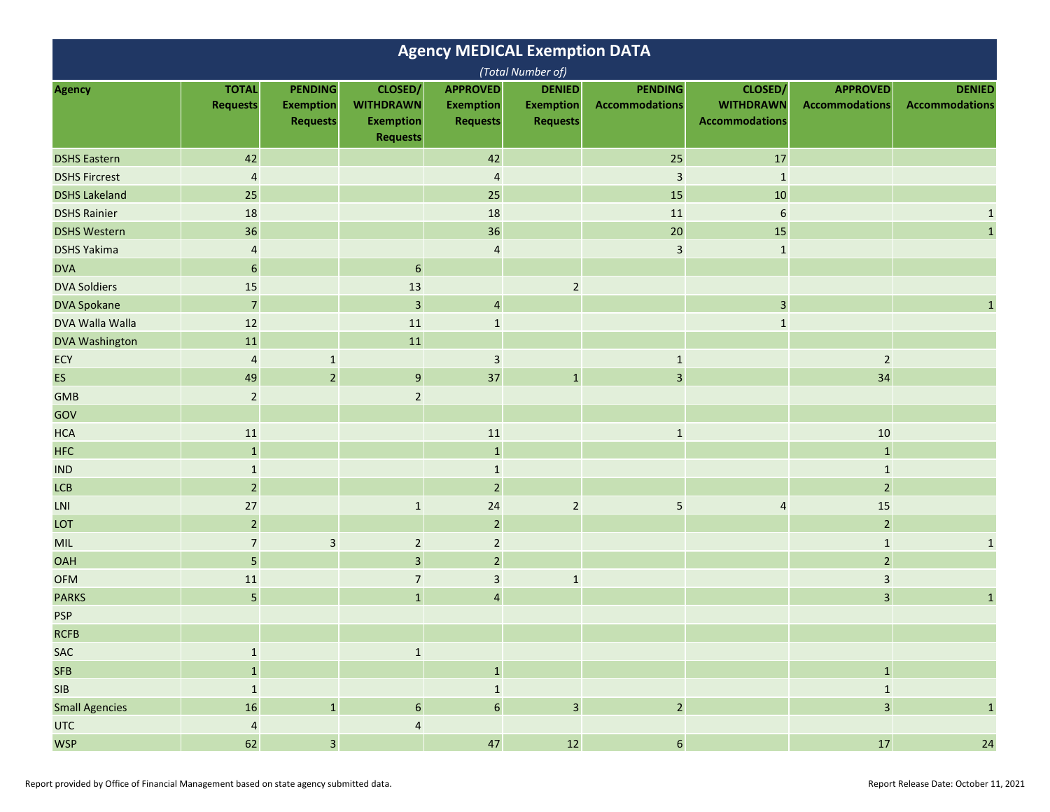# Agency MEDICAL Exemption DATA

*(Total Number of)*

| Agency | TOTAL Requests | PENDING Exemption Requests | CLOSED/ WITHDRAWN Exemption Requests | APPROVED Exemption Requests | DENIED Exemption Requests | PENDING Accommodations | CLOSED/ WITHDRAWN Accommodations | APPROVED Accommodations | DENIED Accommodations |
|---|---|---|---|---|---|---|---|---|---|
| DSHS Eastern | 42 | | | 42 | | 25 | 17 | | |
| DSHS Fircrest | 4 | | | 4 | | 3 | 1 | | |
| DSHS Lakeland | 25 | | | 25 | | 15 | 10 | | |
| DSHS Rainier | 18 | | | 18 | | 11 | 6 | | 1 |
| DSHS Western | 36 | | | 36 | | 20 | 15 | | 1 |
| DSHS Yakima | 4 | | | 4 | | 3 | 1 | | |
| DVA | 6 | | 6 | | | | | | |
| DVA Soldiers | 15 | | 13 | | 2 | | | | |
| DVA Spokane | 7 | | 3 | 4 | | | 3 | | 1 |
| DVA Walla Walla | 12 | | 11 | 1 | | | 1 | | |
| DVA Washington | 11 | | 11 | | | | | | |
| ECY | 4 | 1 | | 3 | | 1 | | 2 | |
| ES | 49 | 2 | 9 | 37 | 1 | 3 | | 34 | |
| GMB | 2 | | 2 | | | | | | |
| GOV | | | | | | | | | |
| HCA | 11 | | | 11 | | 1 | | 10 | |
| HFC | 1 | | | 1 | | | | 1 | |
| IND | 1 | | | 1 | | | | 1 | |
| LCB | 2 | | | 2 | | | | 2 | |
| LNI | 27 | | 1 | 24 | 2 | 5 | 4 | 15 | |
| LOT | 2 | | | 2 | | | | 2 | |
| MIL | 7 | 3 | 2 | 2 | | | | 1 | 1 |
| OAH | 5 | | 3 | 2 | | | | 2 | |
| OFM | 11 | | 7 | 3 | 1 | | | 3 | |
| PARKS | 5 | | 1 | 4 | | | | 3 | 1 |
| PSP | | | | | | | | | |
| RCFB | | | | | | | | | |
| SAC | 1 | | 1 | | | | | | |
| SFB | 1 | | | 1 | | | | 1 | |
| SIB | 1 | | | 1 | | | | 1 | |
| Small Agencies | 16 | 1 | 6 | 6 | 3 | 2 | | 3 | 1 |
| UTC | 4 | | 4 | | | | | | |
| WSP | 62 | 3 | | 47 | 12 | 6 | | 17 | 24 |

Report provided by Office of Financial Management based on state agency submitted data.

Report Release Date: October 11, 2021